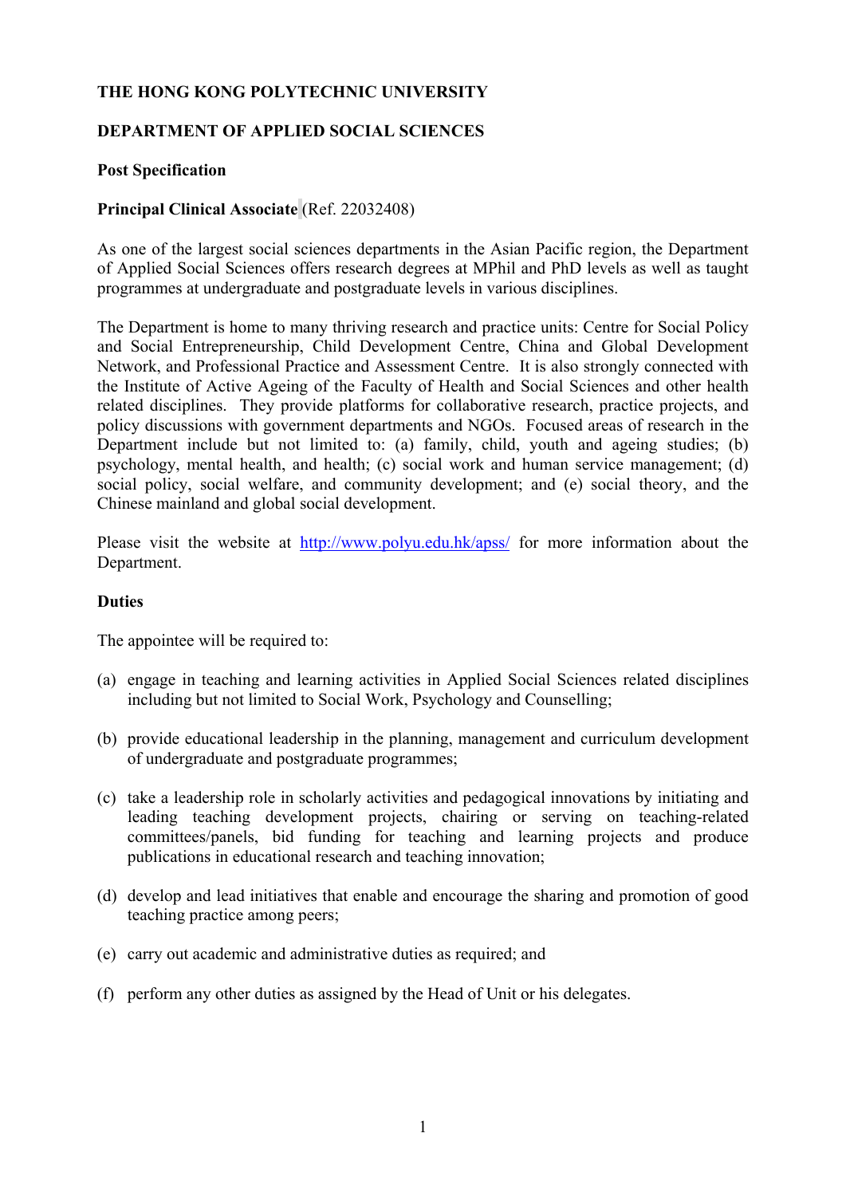**THE HONG KONG POLYTECHNIC UNIVERSITY**

**DEPARTMENT OF APPLIED SOCIAL SCIENCES**

**Post Specification**

**Principal Clinical Associate** (Ref. 22032408)

As one of the largest social sciences departments in the Asian Pacific region, the Department of Applied Social Sciences offers research degrees at MPhil and PhD levels as well as taught programmes at undergraduate and postgraduate levels in various disciplines.

The Department is home to many thriving research and practice units: Centre for Social Policy and Social Entrepreneurship, Child Development Centre, China and Global Development Network, and Professional Practice and Assessment Centre. It is also strongly connected with the Institute of Active Ageing of the Faculty of Health and Social Sciences and other health related disciplines. They provide platforms for collaborative research, practice projects, and policy discussions with government departments and NGOs. Focused areas of research in the Department include but not limited to: (a) family, child, youth and ageing studies; (b) psychology, mental health, and health; (c) social work and human service management; (d) social policy, social welfare, and community development; and (e) social theory, and the Chinese mainland and global social development.

Please visit the website at http://www.polyu.edu.hk/apss/ for more information about the Department.

**Duties**

The appointee will be required to:

(a) engage in teaching and learning activities in Applied Social Sciences related disciplines including but not limited to Social Work, Psychology and Counselling;

(b) provide educational leadership in the planning, management and curriculum development of undergraduate and postgraduate programmes;

(c) take a leadership role in scholarly activities and pedagogical innovations by initiating and leading teaching development projects, chairing or serving on teaching-related committees/panels, bid funding for teaching and learning projects and produce publications in educational research and teaching innovation;

(d) develop and lead initiatives that enable and encourage the sharing and promotion of good teaching practice among peers;

(e) carry out academic and administrative duties as required; and

(f) perform any other duties as assigned by the Head of Unit or his delegates.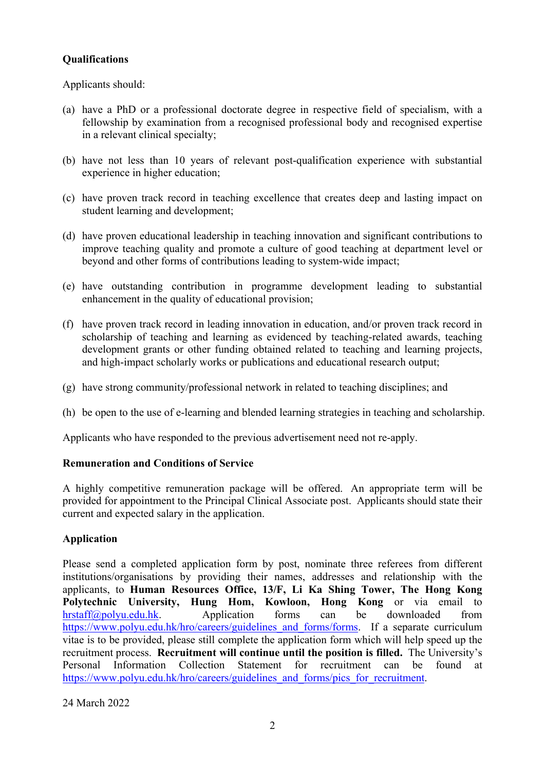**Qualifications**

Applicants should:

(a) have a PhD or a professional doctorate degree in respective field of specialism, with a fellowship by examination from a recognised professional body and recognised expertise in a relevant clinical specialty;

(b) have not less than 10 years of relevant post-qualification experience with substantial experience in higher education;

(c) have proven track record in teaching excellence that creates deep and lasting impact on student learning and development;

(d) have proven educational leadership in teaching innovation and significant contributions to improve teaching quality and promote a culture of good teaching at department level or beyond and other forms of contributions leading to system-wide impact;

(e) have outstanding contribution in programme development leading to substantial enhancement in the quality of educational provision;

(f) have proven track record in leading innovation in education, and/or proven track record in scholarship of teaching and learning as evidenced by teaching-related awards, teaching development grants or other funding obtained related to teaching and learning projects, and high-impact scholarly works or publications and educational research output;

(g) have strong community/professional network in related to teaching disciplines; and

(h) be open to the use of e-learning and blended learning strategies in teaching and scholarship.

Applicants who have responded to the previous advertisement need not re-apply.

**Remuneration and Conditions of Service**

A highly competitive remuneration package will be offered. An appropriate term will be provided for appointment to the Principal Clinical Associate post. Applicants should state their current and expected salary in the application.

**Application**

Please send a completed application form by post, nominate three referees from different institutions/organisations by providing their names, addresses and relationship with the applicants, to **Human Resources Office, 13/F, Li Ka Shing Tower, The Hong Kong Polytechnic University, Hung Hom, Kowloon, Hong Kong** or via email to hrstaff@polyu.edu.hk. Application forms can be downloaded from https://www.polyu.edu.hk/hro/careers/guidelines_and_forms/forms. If a separate curriculum vitae is to be provided, please still complete the application form which will help speed up the recruitment process. **Recruitment will continue until the position is filled.** The University's Personal Information Collection Statement for recruitment can be found at https://www.polyu.edu.hk/hro/careers/guidelines_and_forms/pics_for_recruitment.

24 March 2022